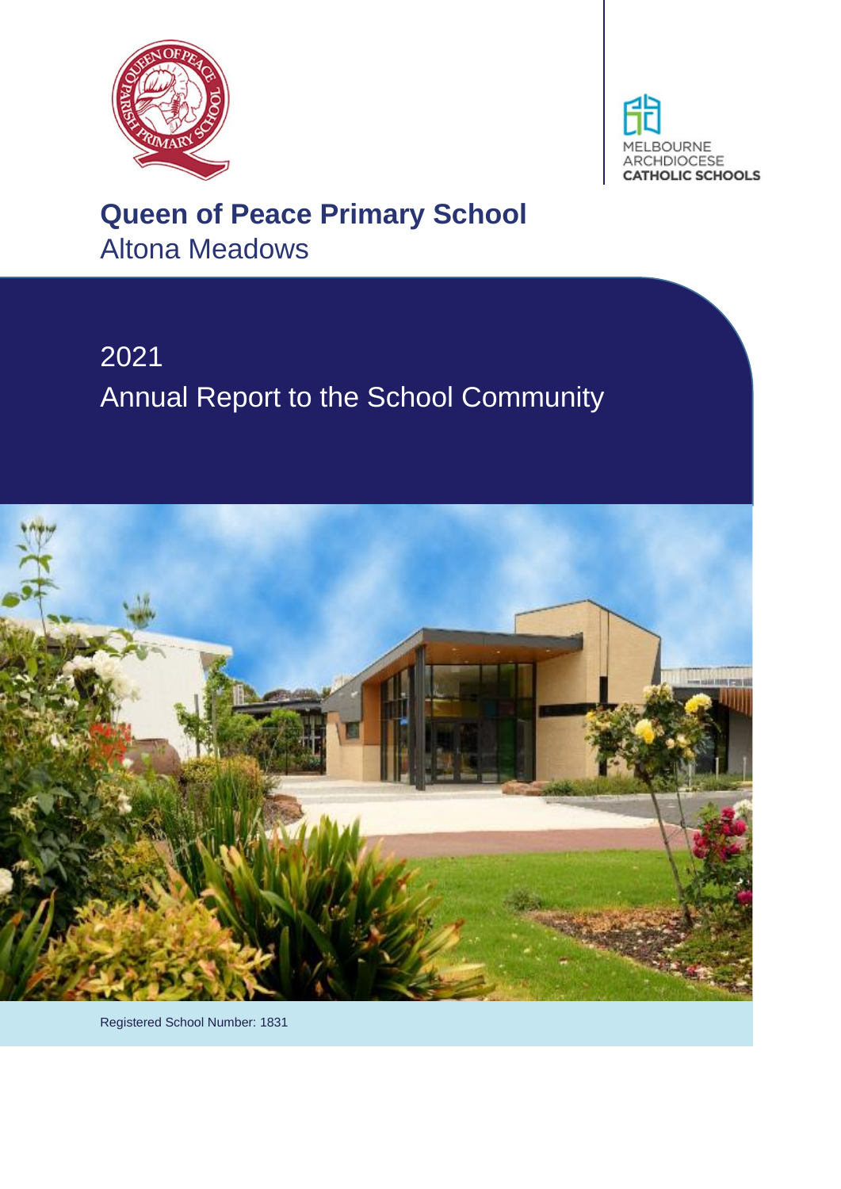MELBOURNE ARCHDIOCESE CATHOLIC SCHOOLS

# Queen of Peace Primary School

Altona Meadows

## 2021

## Annual Report to the School Community

Registered School Number: 1831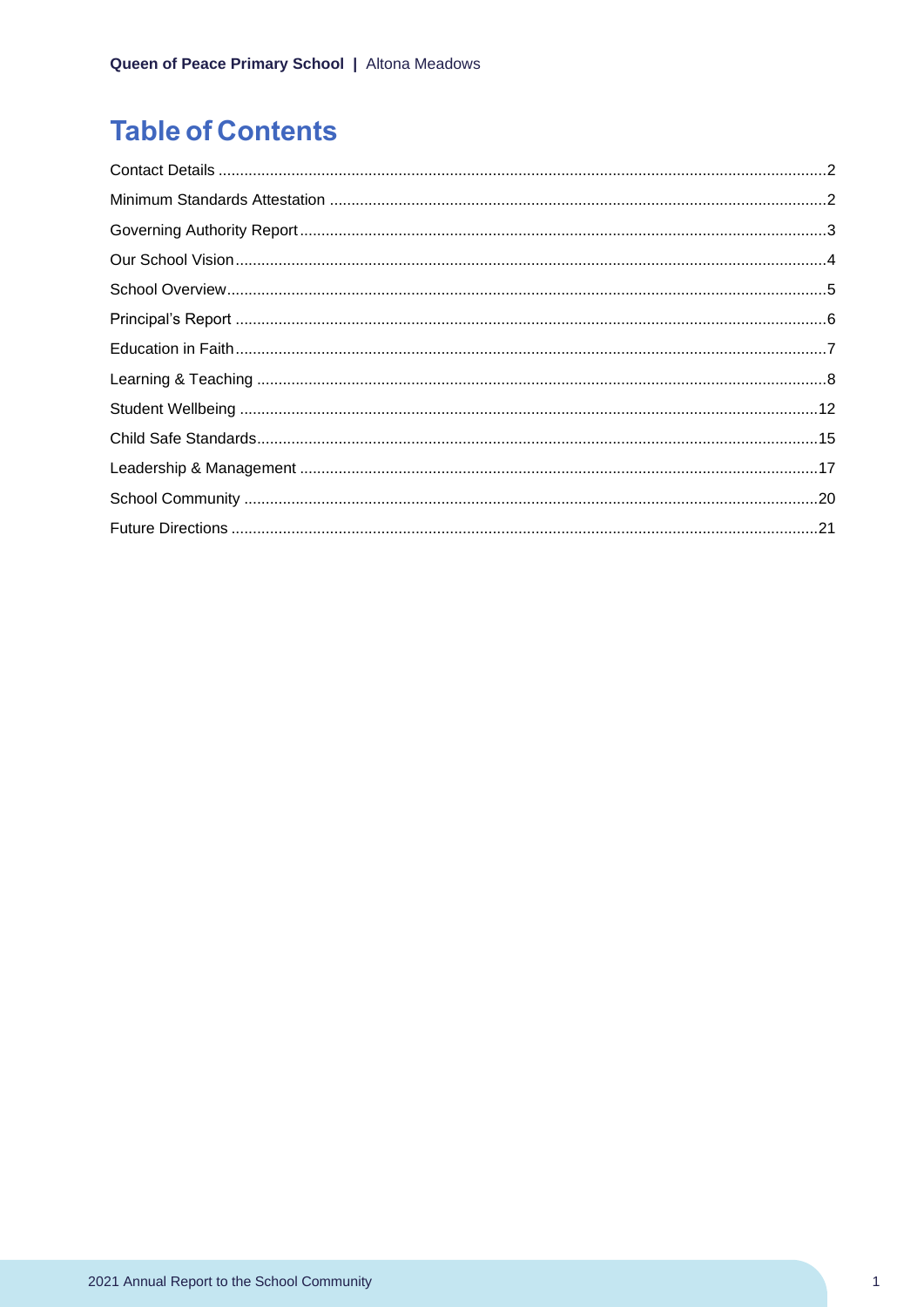# Table of Contents

Contact Details ....................................................................................................................................2
Minimum Standards Attestation ..........................................................................................................2
Governing Authority Report.................................................................................................................3
Our School Vision................................................................................................................................4
School Overview..................................................................................................................................5
Principal's Report ................................................................................................................................6
Education in Faith................................................................................................................................7
Learning & Teaching ...........................................................................................................................8
Student Wellbeing .............................................................................................................................12
Child Safe Standards.........................................................................................................................15
Leadership & Management ...............................................................................................................17
School Community ............................................................................................................................20
Future Directions ...............................................................................................................................21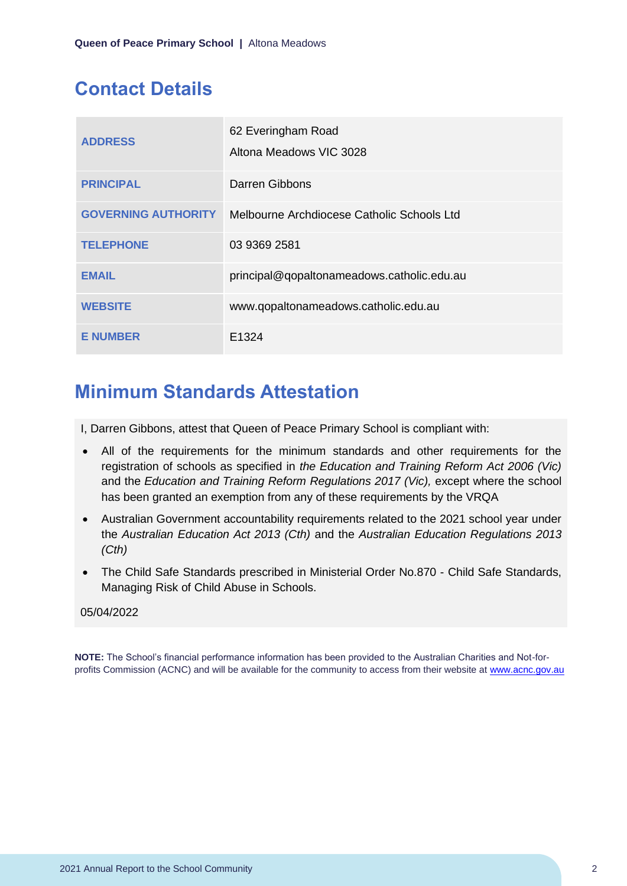## Contact Details

| | |
|---|---|
| **ADDRESS** | 62 Everingham Road<br>Altona Meadows VIC 3028 |
| **PRINCIPAL** | Darren Gibbons |
| **GOVERNING AUTHORITY** | Melbourne Archdiocese Catholic Schools Ltd |
| **TELEPHONE** | 03 9369 2581 |
| **EMAIL** | principal@qopaltonameadows.catholic.edu.au |
| **WEBSITE** | www.qopaltonameadows.catholic.edu.au |
| **E NUMBER** | E1324 |

## Minimum Standards Attestation

I, Darren Gibbons, attest that Queen of Peace Primary School is compliant with:

- All of the requirements for the minimum standards and other requirements for the registration of schools as specified in *the Education and Training Reform Act 2006 (Vic)* and the *Education and Training Reform Regulations 2017 (Vic),* except where the school has been granted an exemption from any of these requirements by the VRQA
- Australian Government accountability requirements related to the 2021 school year under the *Australian Education Act 2013 (Cth)* and the *Australian Education Regulations 2013 (Cth)*
- The Child Safe Standards prescribed in Ministerial Order No.870 - Child Safe Standards, Managing Risk of Child Abuse in Schools.

05/04/2022

**NOTE:** The School's financial performance information has been provided to the Australian Charities and Not-for-profits Commission (ACNC) and will be available for the community to access from their website at www.acnc.gov.au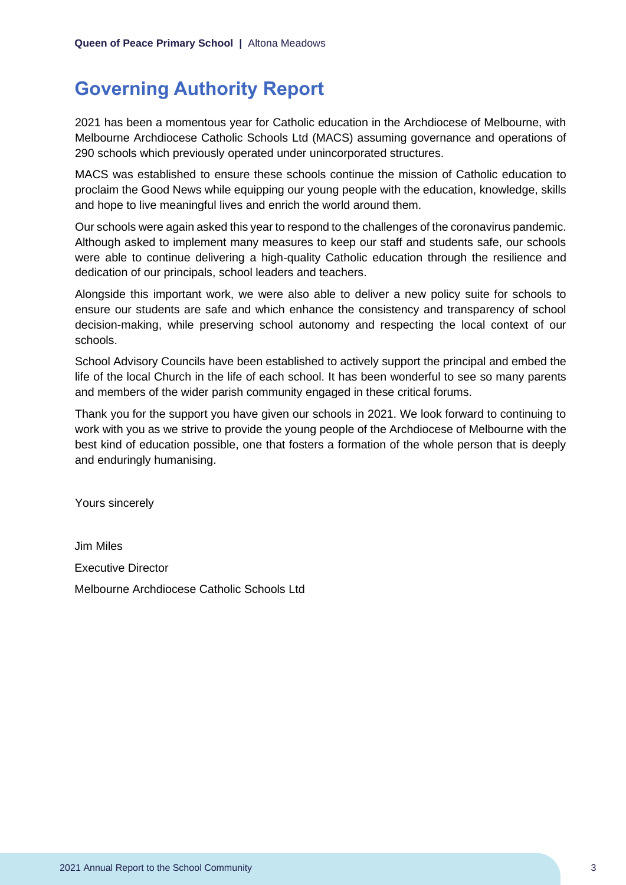# Governing Authority Report

2021 has been a momentous year for Catholic education in the Archdiocese of Melbourne, with Melbourne Archdiocese Catholic Schools Ltd (MACS) assuming governance and operations of 290 schools which previously operated under unincorporated structures.

MACS was established to ensure these schools continue the mission of Catholic education to proclaim the Good News while equipping our young people with the education, knowledge, skills and hope to live meaningful lives and enrich the world around them.

Our schools were again asked this year to respond to the challenges of the coronavirus pandemic. Although asked to implement many measures to keep our staff and students safe, our schools were able to continue delivering a high-quality Catholic education through the resilience and dedication of our principals, school leaders and teachers.

Alongside this important work, we were also able to deliver a new policy suite for schools to ensure our students are safe and which enhance the consistency and transparency of school decision-making, while preserving school autonomy and respecting the local context of our schools.

School Advisory Councils have been established to actively support the principal and embed the life of the local Church in the life of each school. It has been wonderful to see so many parents and members of the wider parish community engaged in these critical forums.

Thank you for the support you have given our schools in 2021. We look forward to continuing to work with you as we strive to provide the young people of the Archdiocese of Melbourne with the best kind of education possible, one that fosters a formation of the whole person that is deeply and enduringly humanising.

Yours sincerely

Jim Miles

Executive Director

Melbourne Archdiocese Catholic Schools Ltd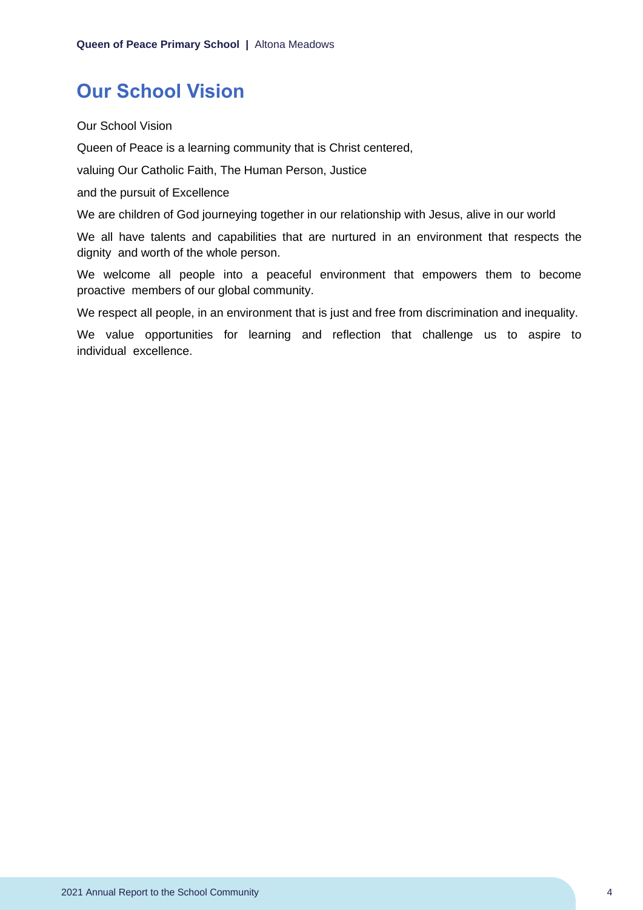# Our School Vision

Our School Vision

Queen of Peace is a learning community that is Christ centered,

valuing Our Catholic Faith, The Human Person, Justice

and the pursuit of Excellence

We are children of God journeying together in our relationship with Jesus, alive in our world

We all have talents and capabilities that are nurtured in an environment that respects the dignity and worth of the whole person.

We welcome all people into a peaceful environment that empowers them to become proactive members of our global community.

We respect all people, in an environment that is just and free from discrimination and inequality.

We value opportunities for learning and reflection that challenge us to aspire to individual excellence.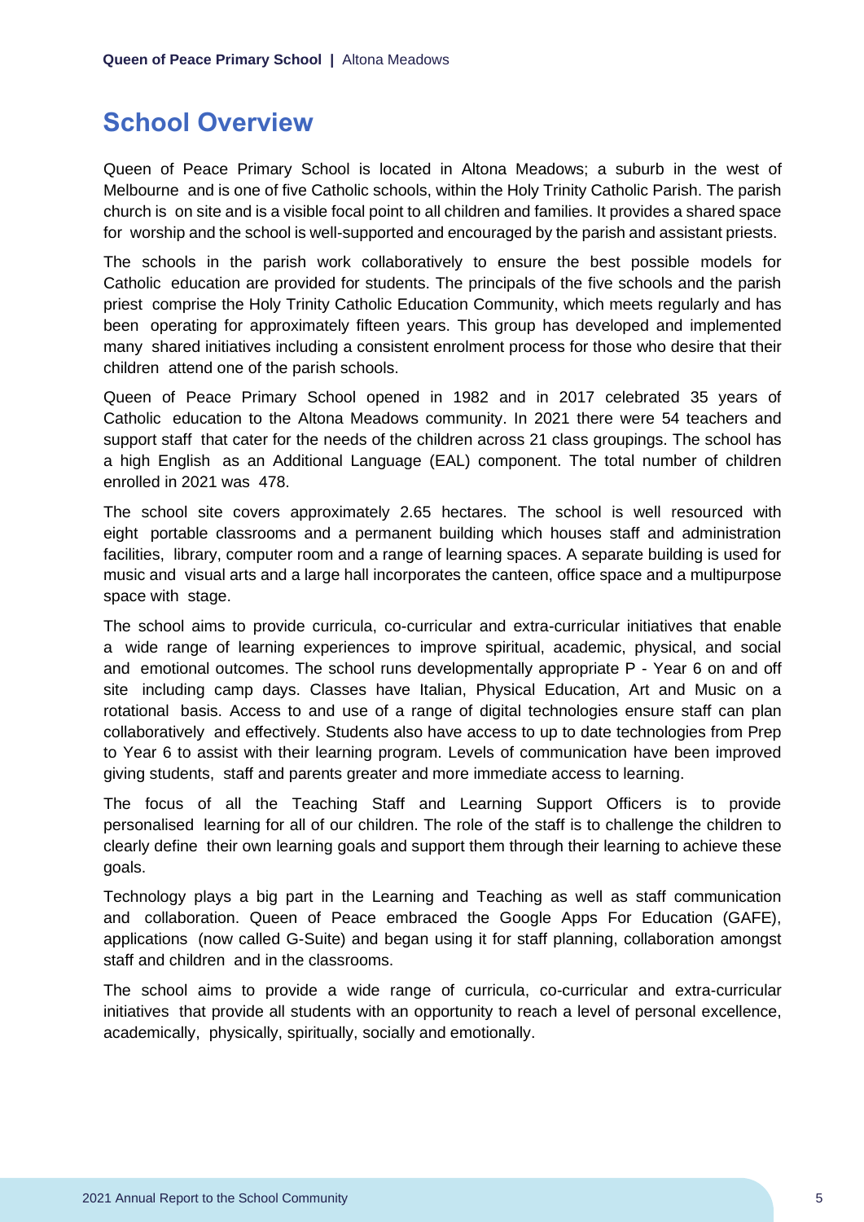## School Overview

Queen of Peace Primary School is located in Altona Meadows; a suburb in the west of Melbourne and is one of five Catholic schools, within the Holy Trinity Catholic Parish. The parish church is on site and is a visible focal point to all children and families. It provides a shared space for worship and the school is well-supported and encouraged by the parish and assistant priests.

The schools in the parish work collaboratively to ensure the best possible models for Catholic education are provided for students. The principals of the five schools and the parish priest comprise the Holy Trinity Catholic Education Community, which meets regularly and has been operating for approximately fifteen years. This group has developed and implemented many shared initiatives including a consistent enrolment process for those who desire that their children attend one of the parish schools.

Queen of Peace Primary School opened in 1982 and in 2017 celebrated 35 years of Catholic education to the Altona Meadows community. In 2021 there were 54 teachers and support staff that cater for the needs of the children across 21 class groupings. The school has a high English as an Additional Language (EAL) component. The total number of children enrolled in 2021 was 478.

The school site covers approximately 2.65 hectares. The school is well resourced with eight portable classrooms and a permanent building which houses staff and administration facilities, library, computer room and a range of learning spaces. A separate building is used for music and visual arts and a large hall incorporates the canteen, office space and a multipurpose space with stage.

The school aims to provide curricula, co-curricular and extra-curricular initiatives that enable a wide range of learning experiences to improve spiritual, academic, physical, and social and emotional outcomes. The school runs developmentally appropriate P - Year 6 on and off site including camp days. Classes have Italian, Physical Education, Art and Music on a rotational basis. Access to and use of a range of digital technologies ensure staff can plan collaboratively and effectively. Students also have access to up to date technologies from Prep to Year 6 to assist with their learning program. Levels of communication have been improved giving students, staff and parents greater and more immediate access to learning.

The focus of all the Teaching Staff and Learning Support Officers is to provide personalised learning for all of our children. The role of the staff is to challenge the children to clearly define their own learning goals and support them through their learning to achieve these goals.

Technology plays a big part in the Learning and Teaching as well as staff communication and collaboration. Queen of Peace embraced the Google Apps For Education (GAFE), applications (now called G-Suite) and began using it for staff planning, collaboration amongst staff and children and in the classrooms.

The school aims to provide a wide range of curricula, co-curricular and extra-curricular initiatives that provide all students with an opportunity to reach a level of personal excellence, academically, physically, spiritually, socially and emotionally.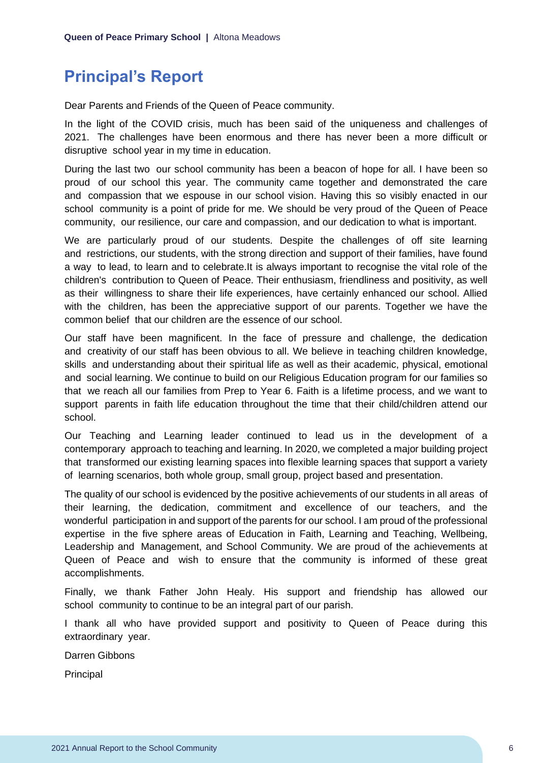# Principal's Report

Dear Parents and Friends of the Queen of Peace community.

In the light of the COVID crisis, much has been said of the uniqueness and challenges of 2021. The challenges have been enormous and there has never been a more difficult or disruptive school year in my time in education.

During the last two our school community has been a beacon of hope for all. I have been so proud of our school this year. The community came together and demonstrated the care and compassion that we espouse in our school vision. Having this so visibly enacted in our school community is a point of pride for me. We should be very proud of the Queen of Peace community, our resilience, our care and compassion, and our dedication to what is important.

We are particularly proud of our students. Despite the challenges of off site learning and restrictions, our students, with the strong direction and support of their families, have found a way to lead, to learn and to celebrate.It is always important to recognise the vital role of the children's contribution to Queen of Peace. Their enthusiasm, friendliness and positivity, as well as their willingness to share their life experiences, have certainly enhanced our school. Allied with the children, has been the appreciative support of our parents. Together we have the common belief that our children are the essence of our school.

Our staff have been magnificent. In the face of pressure and challenge, the dedication and creativity of our staff has been obvious to all. We believe in teaching children knowledge, skills and understanding about their spiritual life as well as their academic, physical, emotional and social learning. We continue to build on our Religious Education program for our families so that we reach all our families from Prep to Year 6. Faith is a lifetime process, and we want to support parents in faith life education throughout the time that their child/children attend our school.

Our Teaching and Learning leader continued to lead us in the development of a contemporary approach to teaching and learning. In 2020, we completed a major building project that transformed our existing learning spaces into flexible learning spaces that support a variety of learning scenarios, both whole group, small group, project based and presentation.

The quality of our school is evidenced by the positive achievements of our students in all areas of their learning, the dedication, commitment and excellence of our teachers, and the wonderful participation in and support of the parents for our school. I am proud of the professional expertise in the five sphere areas of Education in Faith, Learning and Teaching, Wellbeing, Leadership and Management, and School Community. We are proud of the achievements at Queen of Peace and wish to ensure that the community is informed of these great accomplishments.

Finally, we thank Father John Healy. His support and friendship has allowed our school community to continue to be an integral part of our parish.

I thank all who have provided support and positivity to Queen of Peace during this extraordinary year.

Darren Gibbons

Principal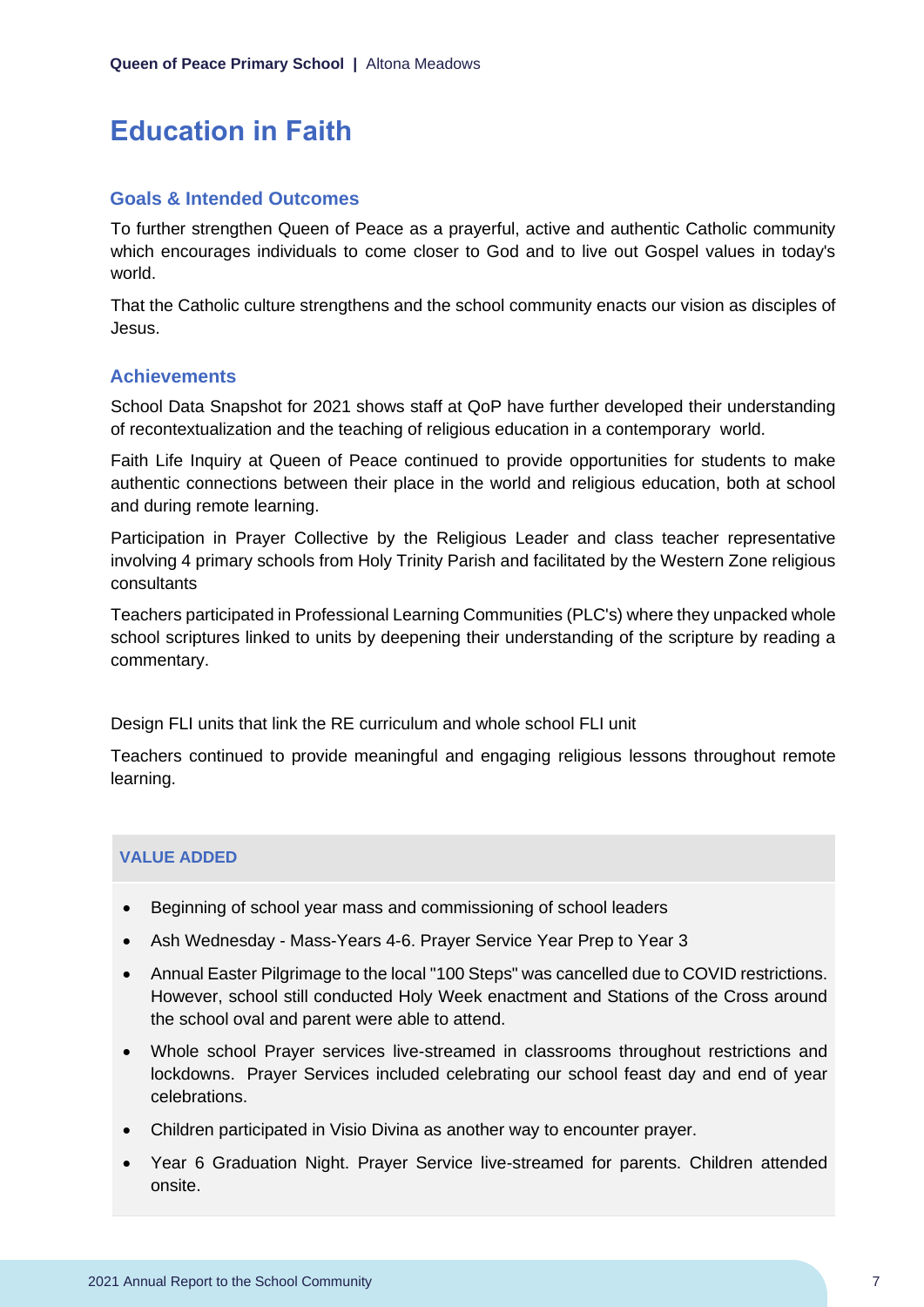# Education in Faith

## Goals & Intended Outcomes

To further strengthen Queen of Peace as a prayerful, active and authentic Catholic community which encourages individuals to come closer to God and to live out Gospel values in today's world.

That the Catholic culture strengthens and the school community enacts our vision as disciples of Jesus.

## Achievements

School Data Snapshot for 2021 shows staff at QoP have further developed their understanding of recontextualization and the teaching of religious education in a contemporary world.

Faith Life Inquiry at Queen of Peace continued to provide opportunities for students to make authentic connections between their place in the world and religious education, both at school and during remote learning.

Participation in Prayer Collective by the Religious Leader and class teacher representative involving 4 primary schools from Holy Trinity Parish and facilitated by the Western Zone religious consultants

Teachers participated in Professional Learning Communities (PLC's) where they unpacked whole school scriptures linked to units by deepening their understanding of the scripture by reading a commentary.

Design FLI units that link the RE curriculum and whole school FLI unit

Teachers continued to provide meaningful and engaging religious lessons throughout remote learning.

### VALUE ADDED

- Beginning of school year mass and commissioning of school leaders
- Ash Wednesday - Mass-Years 4-6. Prayer Service Year Prep to Year 3
- Annual Easter Pilgrimage to the local "100 Steps" was cancelled due to COVID restrictions. However, school still conducted Holy Week enactment and Stations of the Cross around the school oval and parent were able to attend.
- Whole school Prayer services live-streamed in classrooms throughout restrictions and lockdowns. Prayer Services included celebrating our school feast day and end of year celebrations.
- Children participated in Visio Divina as another way to encounter prayer.
- Year 6 Graduation Night. Prayer Service live-streamed for parents. Children attended onsite.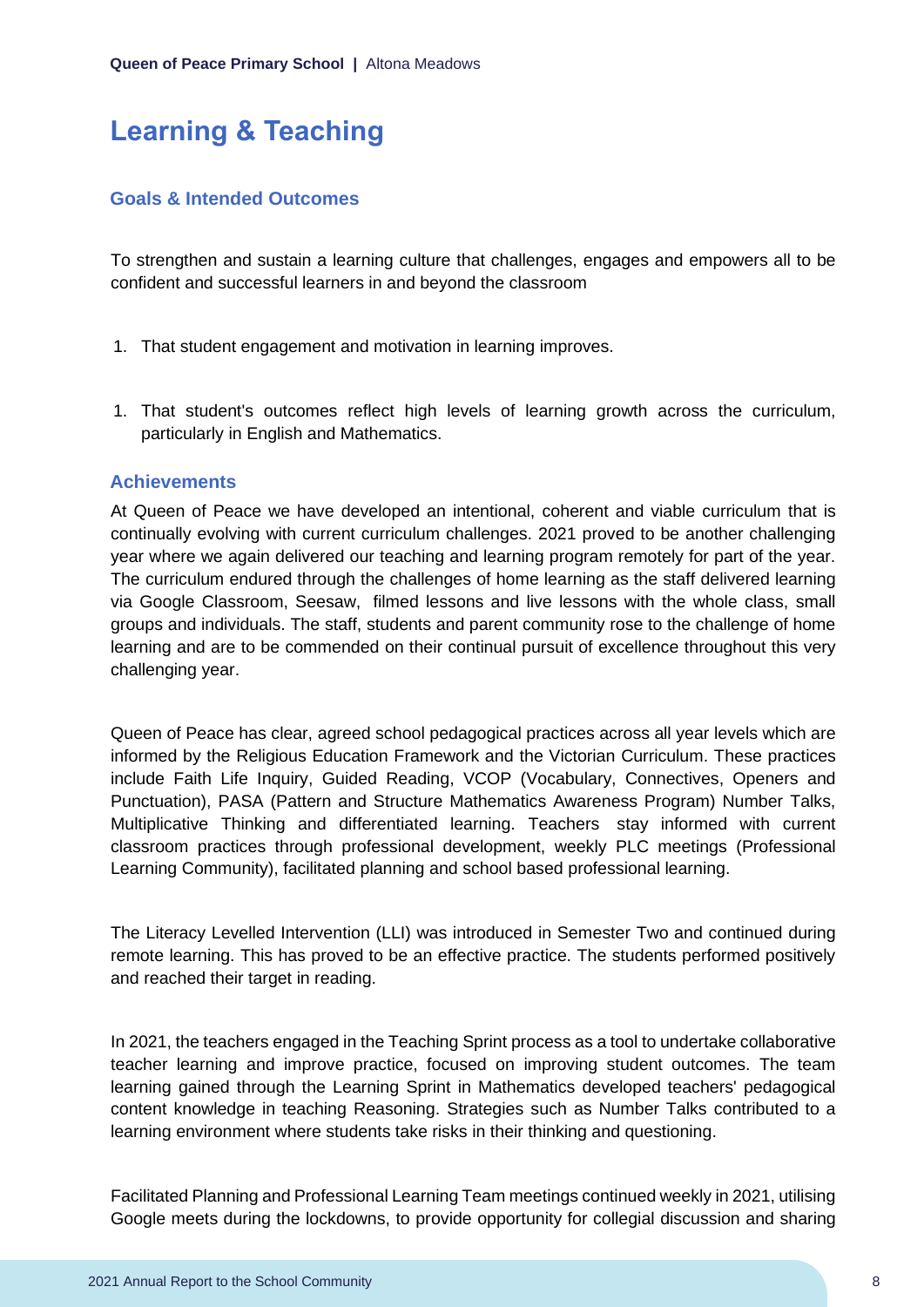# Learning & Teaching

## Goals & Intended Outcomes

To strengthen and sustain a learning culture that challenges, engages and empowers all to be confident and successful learners in and beyond the classroom

1. That student engagement and motivation in learning improves.

1. That student's outcomes reflect high levels of learning growth across the curriculum, particularly in English and Mathematics.

## Achievements

At Queen of Peace we have developed an intentional, coherent and viable curriculum that is continually evolving with current curriculum challenges. 2021 proved to be another challenging year where we again delivered our teaching and learning program remotely for part of the year. The curriculum endured through the challenges of home learning as the staff delivered learning via Google Classroom, Seesaw, filmed lessons and live lessons with the whole class, small groups and individuals. The staff, students and parent community rose to the challenge of home learning and are to be commended on their continual pursuit of excellence throughout this very challenging year.

Queen of Peace has clear, agreed school pedagogical practices across all year levels which are informed by the Religious Education Framework and the Victorian Curriculum. These practices include Faith Life Inquiry, Guided Reading, VCOP (Vocabulary, Connectives, Openers and Punctuation), PASA (Pattern and Structure Mathematics Awareness Program) Number Talks, Multiplicative Thinking and differentiated learning. Teachers stay informed with current classroom practices through professional development, weekly PLC meetings (Professional Learning Community), facilitated planning and school based professional learning.

The Literacy Levelled Intervention (LLI) was introduced in Semester Two and continued during remote learning. This has proved to be an effective practice. The students performed positively and reached their target in reading.

In 2021, the teachers engaged in the Teaching Sprint process as a tool to undertake collaborative teacher learning and improve practice, focused on improving student outcomes. The team learning gained through the Learning Sprint in Mathematics developed teachers' pedagogical content knowledge in teaching Reasoning. Strategies such as Number Talks contributed to a learning environment where students take risks in their thinking and questioning.

Facilitated Planning and Professional Learning Team meetings continued weekly in 2021, utilising Google meets during the lockdowns, to provide opportunity for collegial discussion and sharing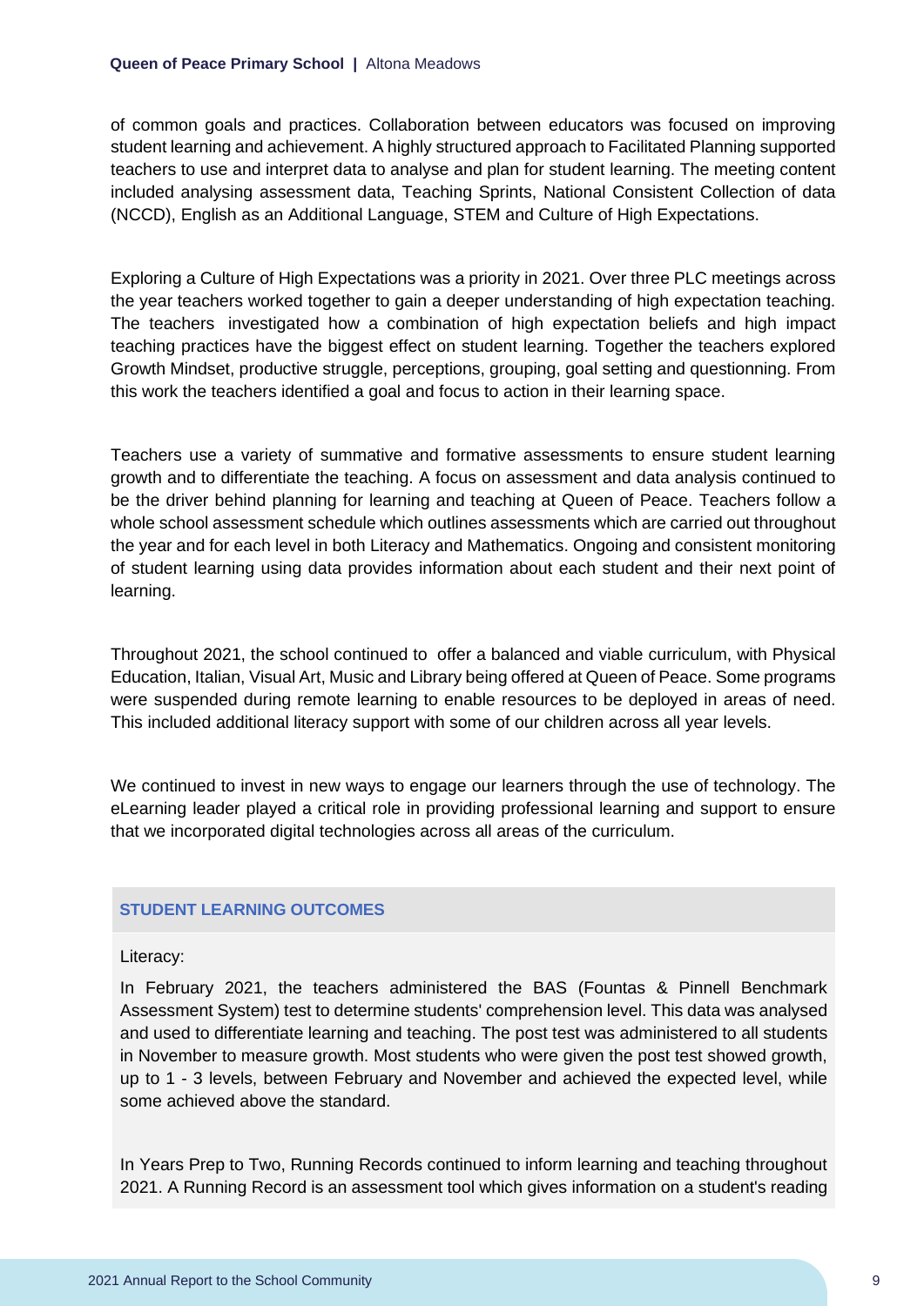of common goals and practices. Collaboration between educators was focused on improving student learning and achievement. A highly structured approach to Facilitated Planning supported teachers to use and interpret data to analyse and plan for student learning. The meeting content included analysing assessment data, Teaching Sprints, National Consistent Collection of data (NCCD), English as an Additional Language, STEM and Culture of High Expectations.

Exploring a Culture of High Expectations was a priority in 2021. Over three PLC meetings across the year teachers worked together to gain a deeper understanding of high expectation teaching. The teachers investigated how a combination of high expectation beliefs and high impact teaching practices have the biggest effect on student learning. Together the teachers explored Growth Mindset, productive struggle, perceptions, grouping, goal setting and questionning. From this work the teachers identified a goal and focus to action in their learning space.

Teachers use a variety of summative and formative assessments to ensure student learning growth and to differentiate the teaching. A focus on assessment and data analysis continued to be the driver behind planning for learning and teaching at Queen of Peace. Teachers follow a whole school assessment schedule which outlines assessments which are carried out throughout the year and for each level in both Literacy and Mathematics. Ongoing and consistent monitoring of student learning using data provides information about each student and their next point of learning.

Throughout 2021, the school continued to offer a balanced and viable curriculum, with Physical Education, Italian, Visual Art, Music and Library being offered at Queen of Peace. Some programs were suspended during remote learning to enable resources to be deployed in areas of need. This included additional literacy support with some of our children across all year levels.

We continued to invest in new ways to engage our learners through the use of technology. The eLearning leader played a critical role in providing professional learning and support to ensure that we incorporated digital technologies across all areas of the curriculum.

## STUDENT LEARNING OUTCOMES

Literacy:

In February 2021, the teachers administered the BAS (Fountas & Pinnell Benchmark Assessment System) test to determine students' comprehension level. This data was analysed and used to differentiate learning and teaching. The post test was administered to all students in November to measure growth. Most students who were given the post test showed growth, up to 1 - 3 levels, between February and November and achieved the expected level, while some achieved above the standard.

In Years Prep to Two, Running Records continued to inform learning and teaching throughout 2021. A Running Record is an assessment tool which gives information on a student's reading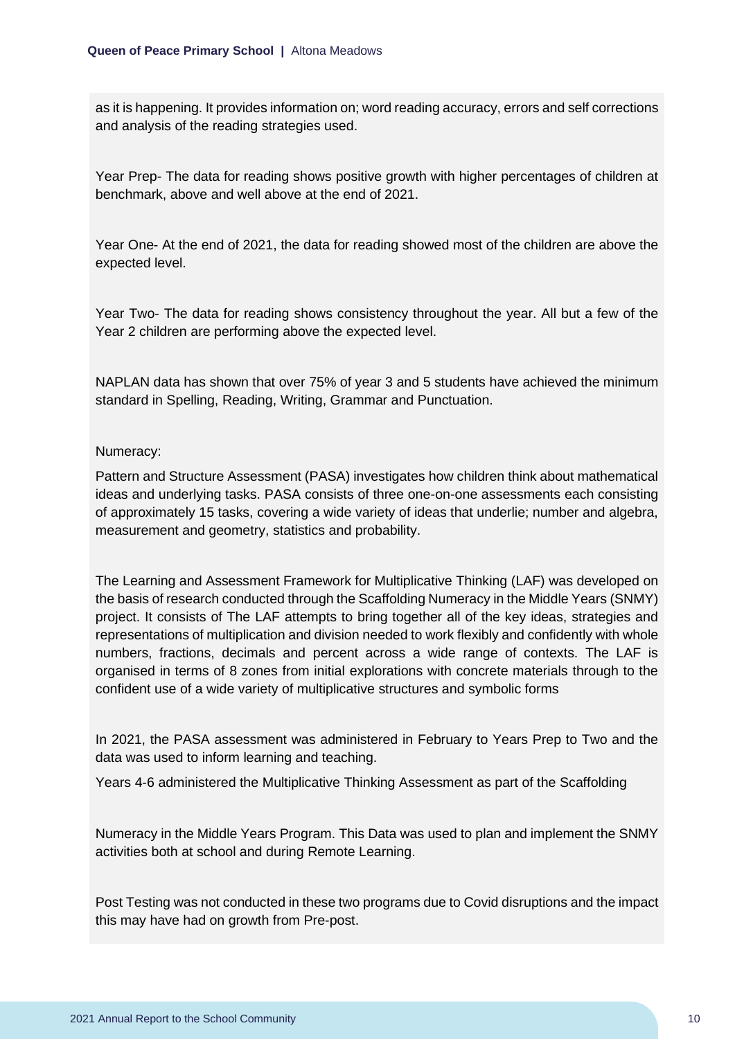as it is happening. It provides information on; word reading accuracy, errors and self corrections and analysis of the reading strategies used.

Year Prep- The data for reading shows positive growth with higher percentages of children at benchmark, above and well above at the end of 2021.

Year One- At the end of 2021, the data for reading showed most of the children are above the expected level.

Year Two- The data for reading shows consistency throughout the year. All but a few of the Year 2 children are performing above the expected level.

NAPLAN data has shown that over 75% of year 3 and 5 students have achieved the minimum standard in Spelling, Reading, Writing, Grammar and Punctuation.

Numeracy:

Pattern and Structure Assessment (PASA) investigates how children think about mathematical ideas and underlying tasks. PASA consists of three one-on-one assessments each consisting of approximately 15 tasks, covering a wide variety of ideas that underlie; number and algebra, measurement and geometry, statistics and probability.

The Learning and Assessment Framework for Multiplicative Thinking (LAF) was developed on the basis of research conducted through the Scaffolding Numeracy in the Middle Years (SNMY) project. It consists of The LAF attempts to bring together all of the key ideas, strategies and representations of multiplication and division needed to work flexibly and confidently with whole numbers, fractions, decimals and percent across a wide range of contexts. The LAF is organised in terms of 8 zones from initial explorations with concrete materials through to the confident use of a wide variety of multiplicative structures and symbolic forms

In 2021, the PASA assessment was administered in February to Years Prep to Two and the data was used to inform learning and teaching.

Years 4-6 administered the Multiplicative Thinking Assessment as part of the Scaffolding

Numeracy in the Middle Years Program. This Data was used to plan and implement the SNMY activities both at school and during Remote Learning.

Post Testing was not conducted in these two programs due to Covid disruptions and the impact this may have had on growth from Pre-post.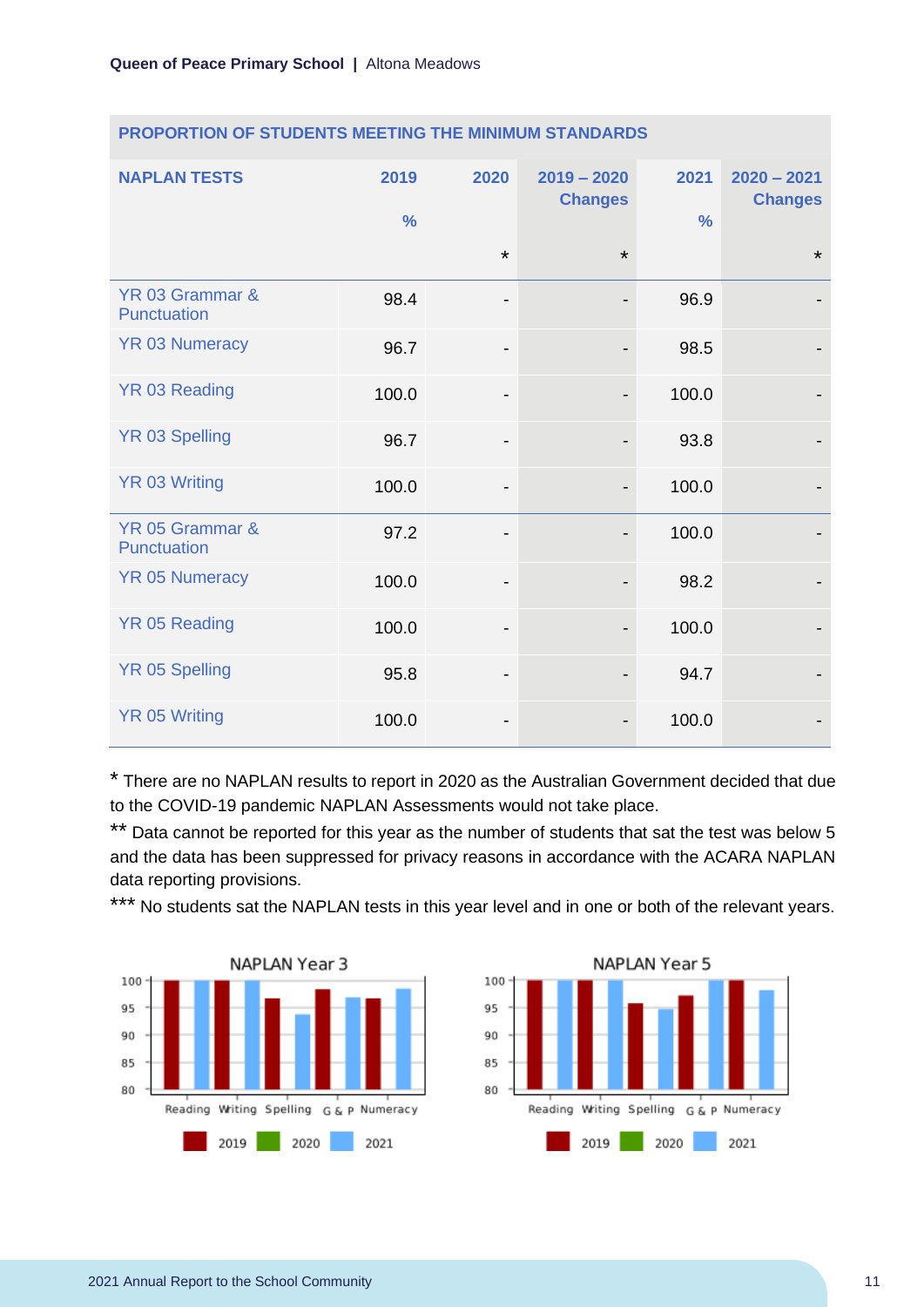| PROPORTION OF STUDENTS MEETING THE MINIMUM STANDARDS | | | | | |
|---|---|---|---|---|---|
| **NAPLAN TESTS** | **2019 %** | **2020 *** | **2019 – 2020 Changes *** | **2021 %** | **2020 – 2021 Changes *** |
| YR 03 Grammar & Punctuation | 98.4 | - | - | 96.9 | - |
| YR 03 Numeracy | 96.7 | - | - | 98.5 | - |
| YR 03 Reading | 100.0 | - | - | 100.0 | - |
| YR 03 Spelling | 96.7 | - | - | 93.8 | - |
| YR 03 Writing | 100.0 | - | - | 100.0 | - |
| YR 05 Grammar & Punctuation | 97.2 | - | - | 100.0 | - |
| YR 05 Numeracy | 100.0 | - | - | 98.2 | - |
| YR 05 Reading | 100.0 | - | - | 100.0 | - |
| YR 05 Spelling | 95.8 | - | - | 94.7 | - |
| YR 05 Writing | 100.0 | - | - | 100.0 | - |

* There are no NAPLAN results to report in 2020 as the Australian Government decided that due to the COVID-19 pandemic NAPLAN Assessments would not take place.

** Data cannot be reported for this year as the number of students that sat the test was below 5 and the data has been suppressed for privacy reasons in accordance with the ACARA NAPLAN data reporting provisions.

*** No students sat the NAPLAN tests in this year level and in one or both of the relevant years.

NAPLAN Year 3

NAPLAN Year 5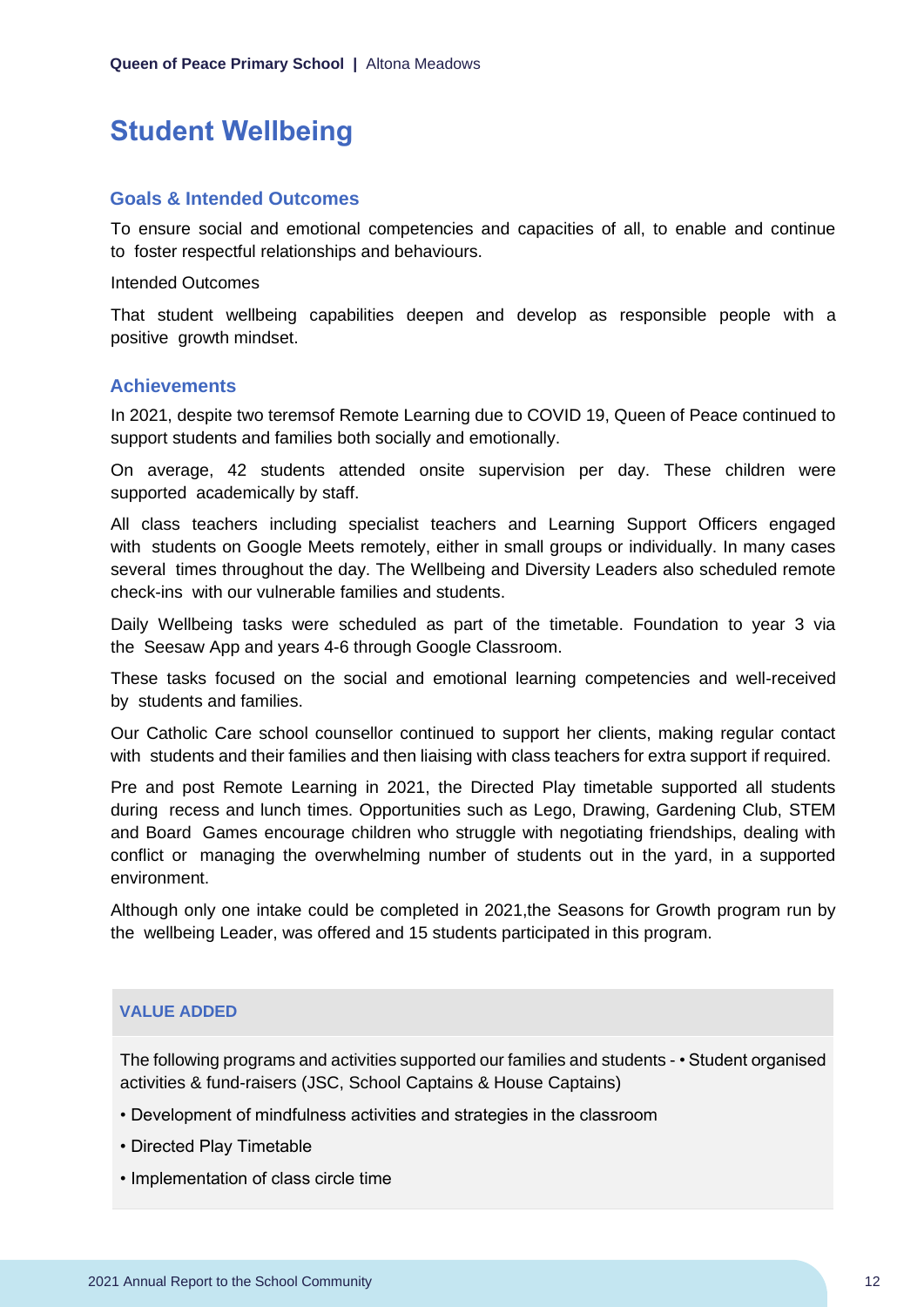# Student Wellbeing

## Goals & Intended Outcomes

To ensure social and emotional competencies and capacities of all, to enable and continue to foster respectful relationships and behaviours.

Intended Outcomes

That student wellbeing capabilities deepen and develop as responsible people with a positive growth mindset.

## Achievements

In 2021, despite two teremsof Remote Learning due to COVID 19, Queen of Peace continued to support students and families both socially and emotionally.

On average, 42 students attended onsite supervision per day. These children were supported academically by staff.

All class teachers including specialist teachers and Learning Support Officers engaged with students on Google Meets remotely, either in small groups or individually. In many cases several times throughout the day. The Wellbeing and Diversity Leaders also scheduled remote check-ins with our vulnerable families and students.

Daily Wellbeing tasks were scheduled as part of the timetable. Foundation to year 3 via the Seesaw App and years 4-6 through Google Classroom.

These tasks focused on the social and emotional learning competencies and well-received by students and families.

Our Catholic Care school counsellor continued to support her clients, making regular contact with students and their families and then liaising with class teachers for extra support if required.

Pre and post Remote Learning in 2021, the Directed Play timetable supported all students during recess and lunch times. Opportunities such as Lego, Drawing, Gardening Club, STEM and Board Games encourage children who struggle with negotiating friendships, dealing with conflict or managing the overwhelming number of students out in the yard, in a supported environment.

Although only one intake could be completed in 2021,the Seasons for Growth program run by the wellbeing Leader, was offered and 15 students participated in this program.

### VALUE ADDED

The following programs and activities supported our families and students - • Student organised activities & fund-raisers (JSC, School Captains & House Captains)

- Development of mindfulness activities and strategies in the classroom
- Directed Play Timetable
- Implementation of class circle time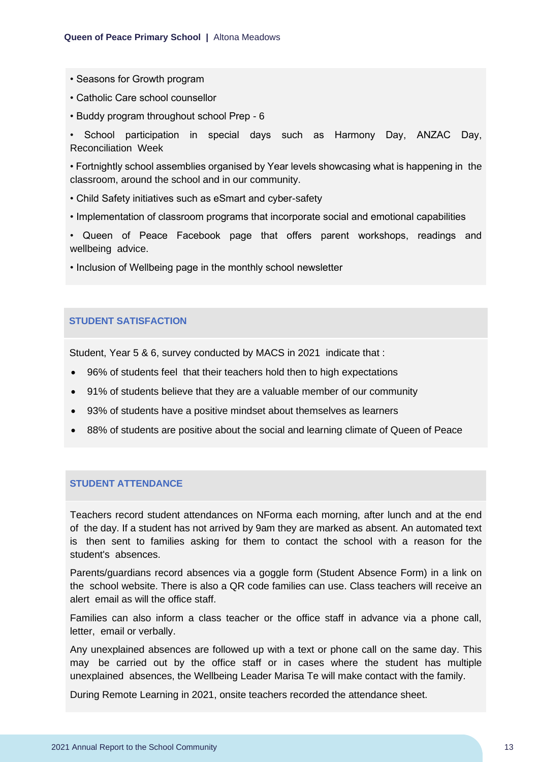- Seasons for Growth program
- Catholic Care school counsellor
- Buddy program throughout school Prep - 6
- School participation in special days such as Harmony Day, ANZAC Day, Reconciliation Week
- Fortnightly school assemblies organised by Year levels showcasing what is happening in the classroom, around the school and in our community.
- Child Safety initiatives such as eSmart and cyber-safety
- Implementation of classroom programs that incorporate social and emotional capabilities
- Queen of Peace Facebook page that offers parent workshops, readings and wellbeing advice.
- Inclusion of Wellbeing page in the monthly school newsletter

## STUDENT SATISFACTION

Student, Year 5 & 6, survey conducted by MACS in 2021 indicate that :

- 96% of students feel that their teachers hold then to high expectations
- 91% of students believe that they are a valuable member of our community
- 93% of students have a positive mindset about themselves as learners
- 88% of students are positive about the social and learning climate of Queen of Peace

## STUDENT ATTENDANCE

Teachers record student attendances on NForma each morning, after lunch and at the end of the day. If a student has not arrived by 9am they are marked as absent. An automated text is then sent to families asking for them to contact the school with a reason for the student's absences.

Parents/guardians record absences via a goggle form (Student Absence Form) in a link on the school website. There is also a QR code families can use. Class teachers will receive an alert email as will the office staff.

Families can also inform a class teacher or the office staff in advance via a phone call, letter, email or verbally.

Any unexplained absences are followed up with a text or phone call on the same day. This may be carried out by the office staff or in cases where the student has multiple unexplained absences, the Wellbeing Leader Marisa Te will make contact with the family.

During Remote Learning in 2021, onsite teachers recorded the attendance sheet.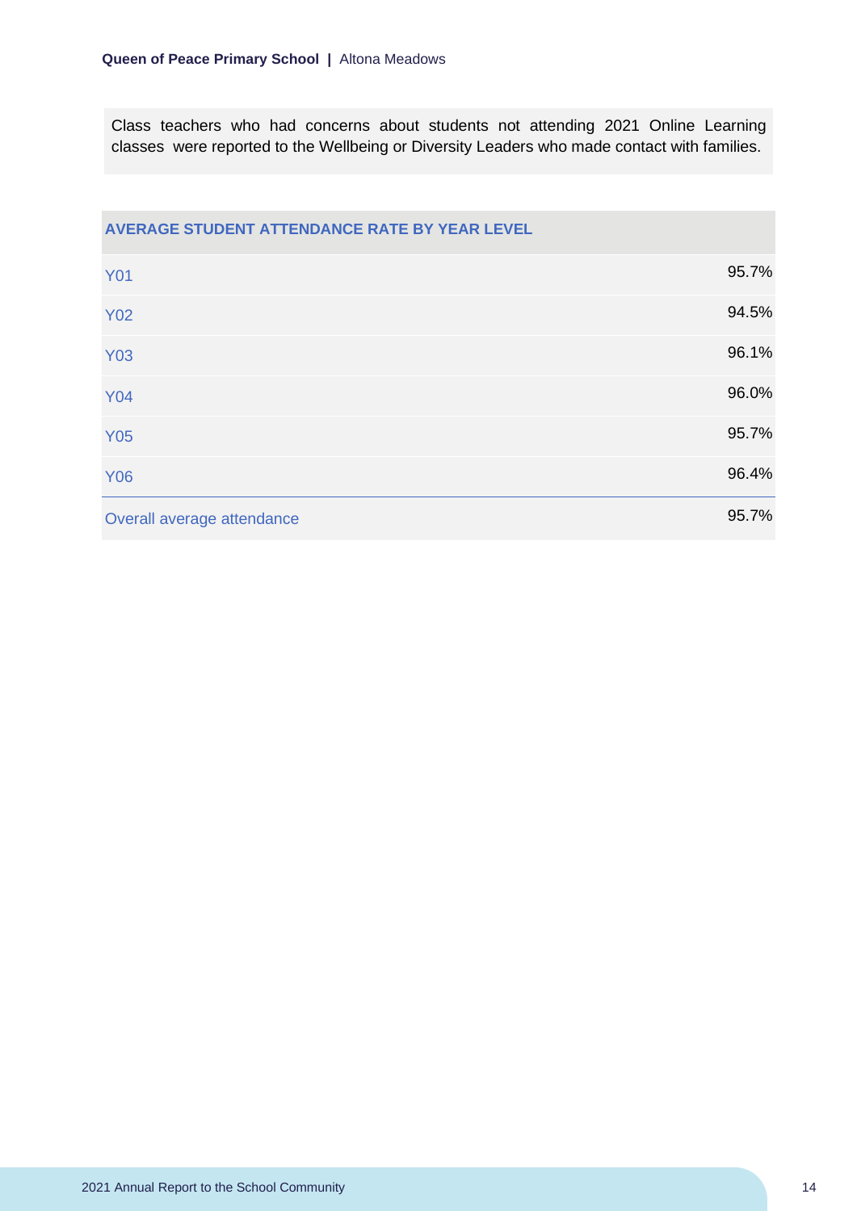Class teachers who had concerns about students not attending 2021 Online Learning classes were reported to the Wellbeing or Diversity Leaders who made contact with families.

| AVERAGE STUDENT ATTENDANCE RATE BY YEAR LEVEL | |
|---|---|
| Y01 | 95.7% |
| Y02 | 94.5% |
| Y03 | 96.1% |
| Y04 | 96.0% |
| Y05 | 95.7% |
| Y06 | 96.4% |
| Overall average attendance | 95.7% |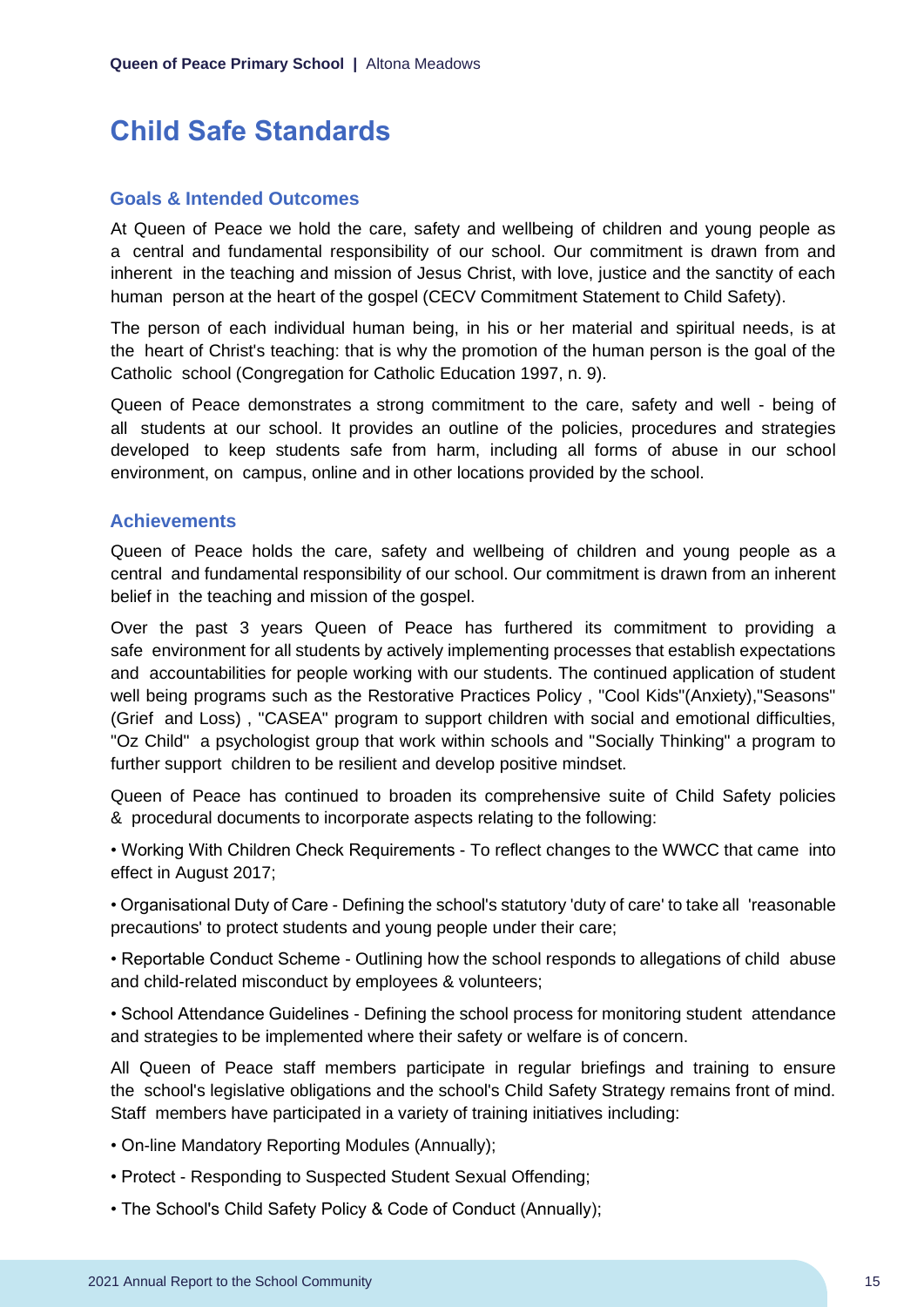# Child Safe Standards

## Goals & Intended Outcomes

At Queen of Peace we hold the care, safety and wellbeing of children and young people as a central and fundamental responsibility of our school. Our commitment is drawn from and inherent in the teaching and mission of Jesus Christ, with love, justice and the sanctity of each human person at the heart of the gospel (CECV Commitment Statement to Child Safety).

The person of each individual human being, in his or her material and spiritual needs, is at the heart of Christ's teaching: that is why the promotion of the human person is the goal of the Catholic school (Congregation for Catholic Education 1997, n. 9).

Queen of Peace demonstrates a strong commitment to the care, safety and well - being of all students at our school. It provides an outline of the policies, procedures and strategies developed to keep students safe from harm, including all forms of abuse in our school environment, on campus, online and in other locations provided by the school.

## Achievements

Queen of Peace holds the care, safety and wellbeing of children and young people as a central and fundamental responsibility of our school. Our commitment is drawn from an inherent belief in the teaching and mission of the gospel.

Over the past 3 years Queen of Peace has furthered its commitment to providing a safe environment for all students by actively implementing processes that establish expectations and accountabilities for people working with our students. The continued application of student well being programs such as the Restorative Practices Policy , "Cool Kids"(Anxiety),"Seasons" (Grief and Loss) , "CASEA" program to support children with social and emotional difficulties, "Oz Child" a psychologist group that work within schools and "Socially Thinking" a program to further support children to be resilient and develop positive mindset.

Queen of Peace has continued to broaden its comprehensive suite of Child Safety policies & procedural documents to incorporate aspects relating to the following:

- Working With Children Check Requirements - To reflect changes to the WWCC that came into effect in August 2017;
- Organisational Duty of Care - Defining the school's statutory 'duty of care' to take all 'reasonable precautions' to protect students and young people under their care;
- Reportable Conduct Scheme - Outlining how the school responds to allegations of child abuse and child-related misconduct by employees & volunteers;
- School Attendance Guidelines - Defining the school process for monitoring student attendance and strategies to be implemented where their safety or welfare is of concern.

All Queen of Peace staff members participate in regular briefings and training to ensure the school's legislative obligations and the school's Child Safety Strategy remains front of mind. Staff members have participated in a variety of training initiatives including:

- On-line Mandatory Reporting Modules (Annually);
- Protect - Responding to Suspected Student Sexual Offending;
- The School's Child Safety Policy & Code of Conduct (Annually);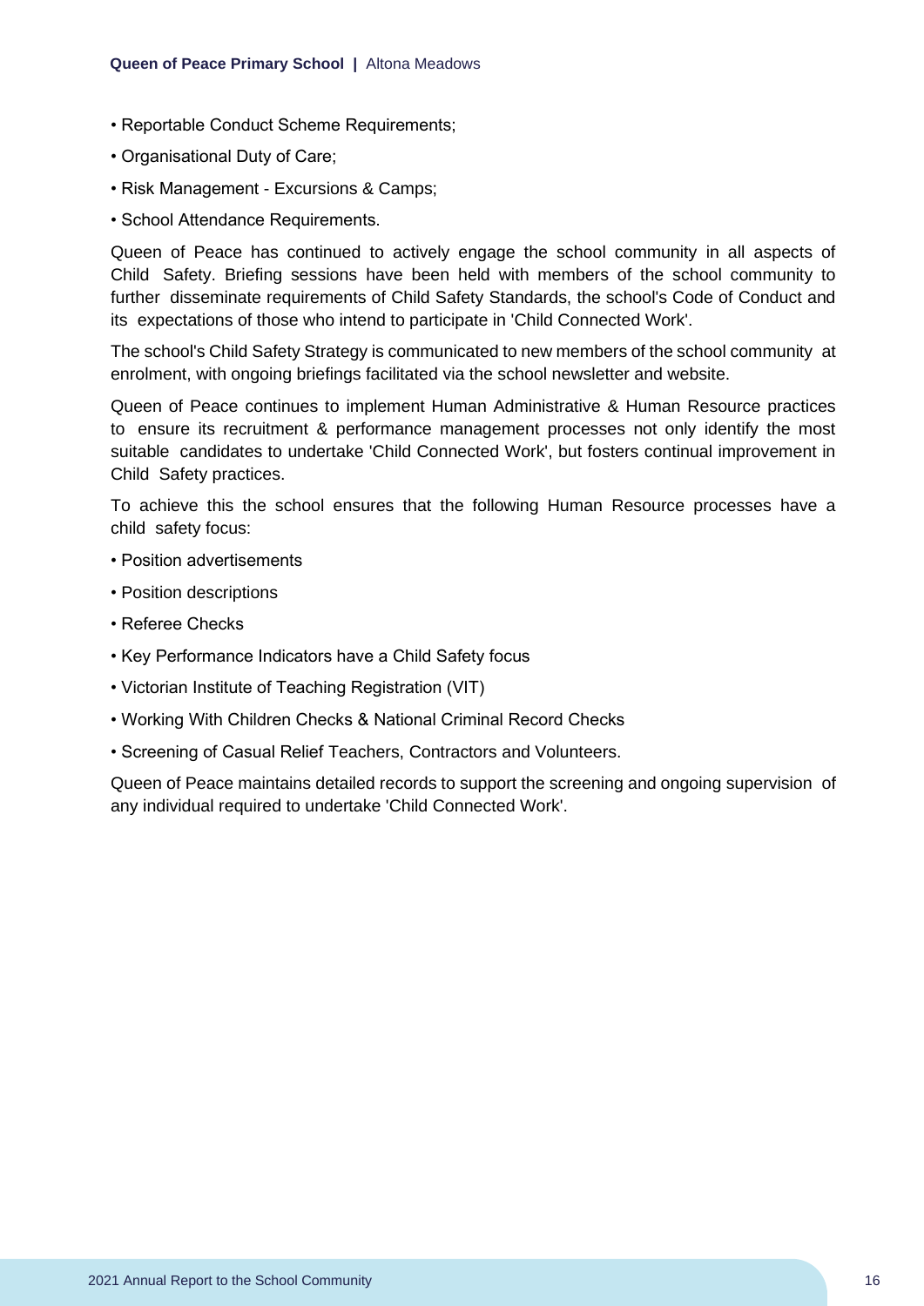- Reportable Conduct Scheme Requirements;
- Organisational Duty of Care;
- Risk Management - Excursions & Camps;
- School Attendance Requirements.

Queen of Peace has continued to actively engage the school community in all aspects of Child Safety. Briefing sessions have been held with members of the school community to further disseminate requirements of Child Safety Standards, the school's Code of Conduct and its expectations of those who intend to participate in 'Child Connected Work'.

The school's Child Safety Strategy is communicated to new members of the school community at enrolment, with ongoing briefings facilitated via the school newsletter and website.

Queen of Peace continues to implement Human Administrative & Human Resource practices to ensure its recruitment & performance management processes not only identify the most suitable candidates to undertake 'Child Connected Work', but fosters continual improvement in Child Safety practices.

To achieve this the school ensures that the following Human Resource processes have a child safety focus:

- Position advertisements
- Position descriptions
- Referee Checks
- Key Performance Indicators have a Child Safety focus
- Victorian Institute of Teaching Registration (VIT)
- Working With Children Checks & National Criminal Record Checks
- Screening of Casual Relief Teachers, Contractors and Volunteers.

Queen of Peace maintains detailed records to support the screening and ongoing supervision of any individual required to undertake 'Child Connected Work'.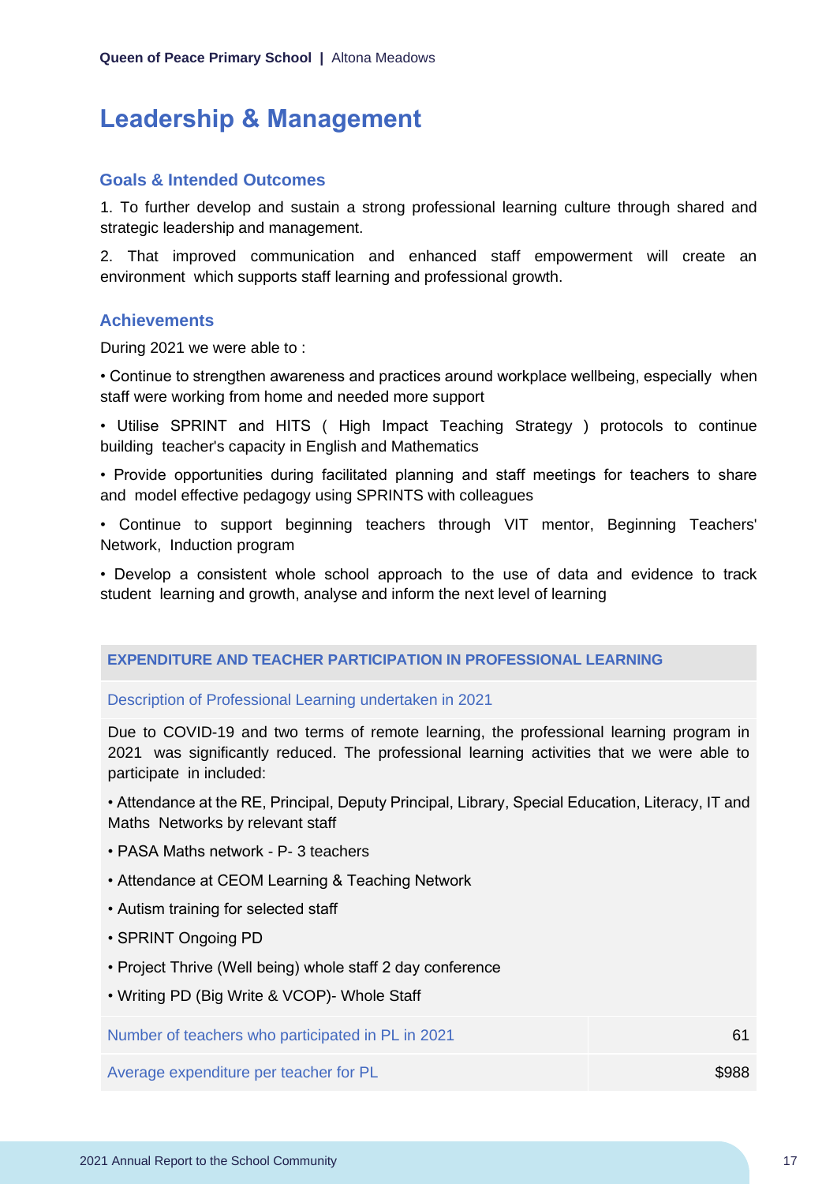# Leadership & Management

## Goals & Intended Outcomes

1. To further develop and sustain a strong professional learning culture through shared and strategic leadership and management.

2. That improved communication and enhanced staff empowerment will create an environment which supports staff learning and professional growth.

## Achievements

During 2021 we were able to :

• Continue to strengthen awareness and practices around workplace wellbeing, especially when staff were working from home and needed more support

• Utilise SPRINT and HITS ( High Impact Teaching Strategy ) protocols to continue building teacher's capacity in English and Mathematics

• Provide opportunities during facilitated planning and staff meetings for teachers to share and model effective pedagogy using SPRINTS with colleagues

• Continue to support beginning teachers through VIT mentor, Beginning Teachers' Network, Induction program

• Develop a consistent whole school approach to the use of data and evidence to track student learning and growth, analyse and inform the next level of learning

| EXPENDITURE AND TEACHER PARTICIPATION IN PROFESSIONAL LEARNING | |
|---|---|
| Description of Professional Learning undertaken in 2021 | |
| Due to COVID-19 and two terms of remote learning, the professional learning program in 2021 was significantly reduced. The professional learning activities that we were able to participate in included:<br>• Attendance at the RE, Principal, Deputy Principal, Library, Special Education, Literacy, IT and Maths Networks by relevant staff<br>• PASA Maths network - P- 3 teachers<br>• Attendance at CEOM Learning & Teaching Network<br>• Autism training for selected staff<br>• SPRINT Ongoing PD<br>• Project Thrive (Well being) whole staff 2 day conference<br>• Writing PD (Big Write & VCOP)- Whole Staff | |
| Number of teachers who participated in PL in 2021 | 61 |
| Average expenditure per teacher for PL | $988 |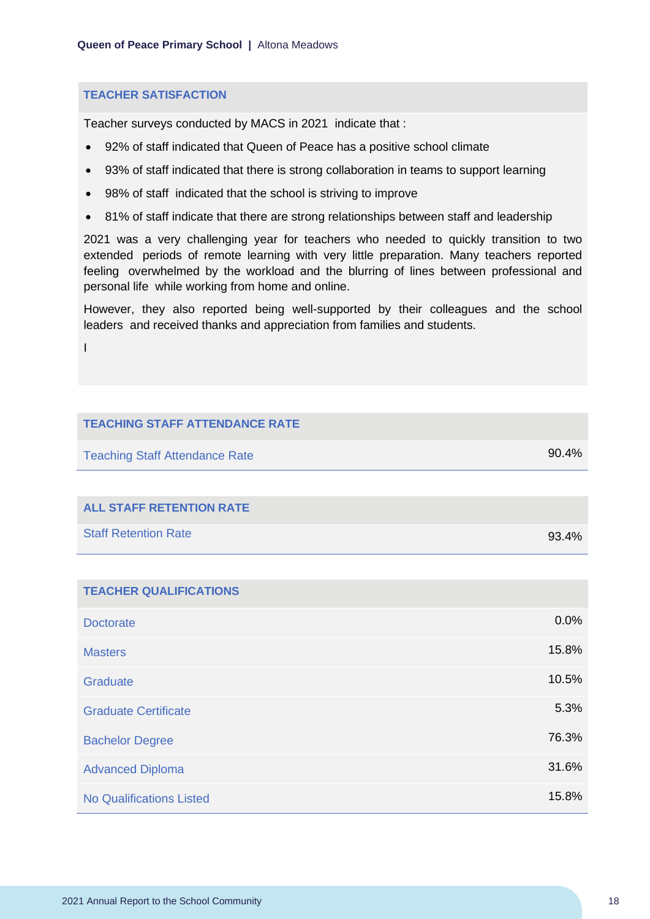## TEACHER SATISFACTION

Teacher surveys conducted by MACS in 2021 indicate that :

- 92% of staff indicated that Queen of Peace has a positive school climate
- 93% of staff indicated that there is strong collaboration in teams to support learning
- 98% of staff indicated that the school is striving to improve
- 81% of staff indicate that there are strong relationships between staff and leadership

2021 was a very challenging year for teachers who needed to quickly transition to two extended periods of remote learning with very little preparation. Many teachers reported feeling overwhelmed by the workload and the blurring of lines between professional and personal life while working from home and online.

However, they also reported being well-supported by their colleagues and the school leaders and received thanks and appreciation from families and students.

I

| TEACHING STAFF ATTENDANCE RATE | |
|---|---|
| Teaching Staff Attendance Rate | 90.4% |

| ALL STAFF RETENTION RATE | |
|---|---|
| Staff Retention Rate | 93.4% |

| TEACHER QUALIFICATIONS | |
|---|---|
| Doctorate | 0.0% |
| Masters | 15.8% |
| Graduate | 10.5% |
| Graduate Certificate | 5.3% |
| Bachelor Degree | 76.3% |
| Advanced Diploma | 31.6% |
| No Qualifications Listed | 15.8% |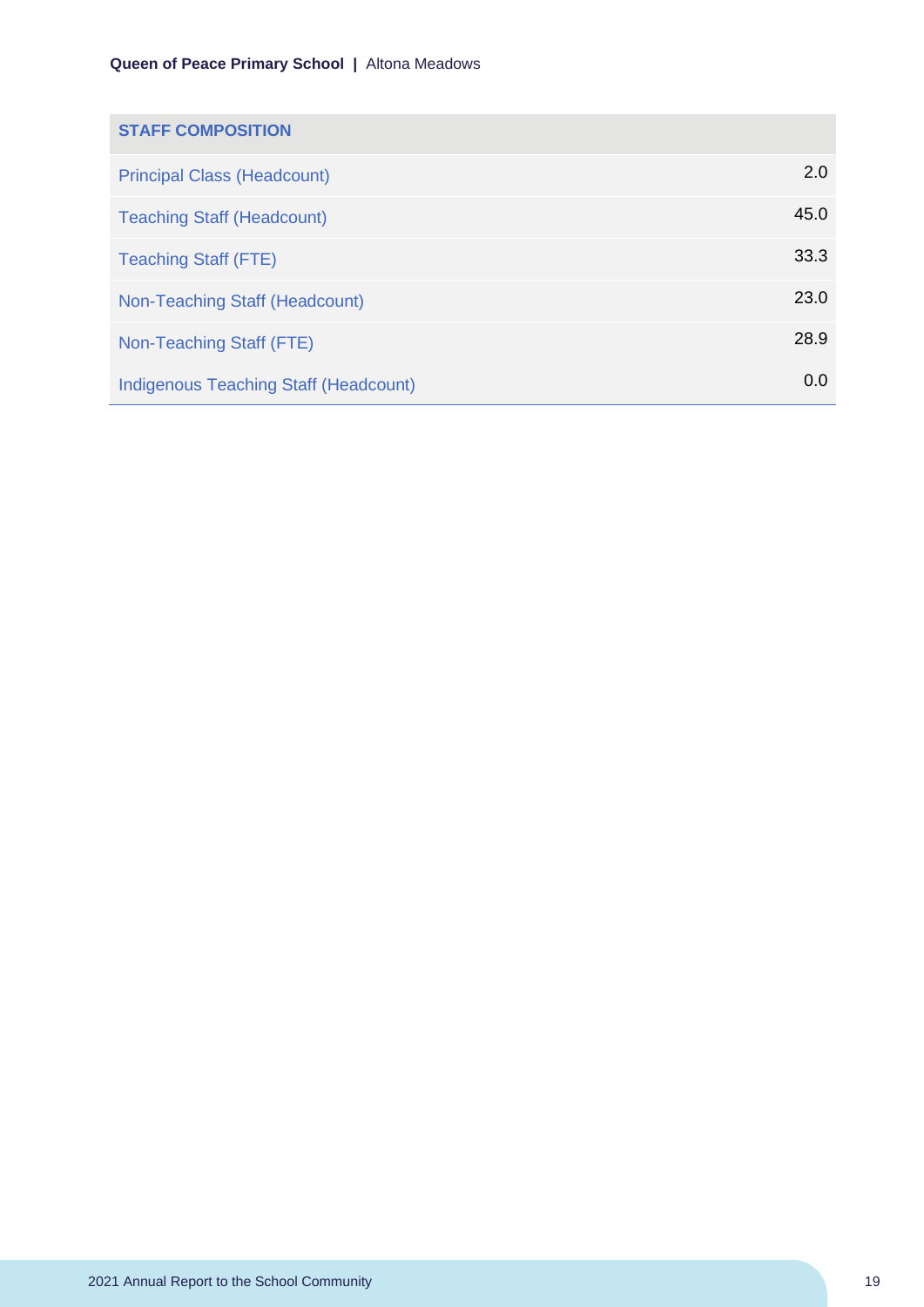| STAFF COMPOSITION | |
|---|---|
| Principal Class (Headcount) | 2.0 |
| Teaching Staff (Headcount) | 45.0 |
| Teaching Staff (FTE) | 33.3 |
| Non-Teaching Staff (Headcount) | 23.0 |
| Non-Teaching Staff (FTE) | 28.9 |
| Indigenous Teaching Staff (Headcount) | 0.0 |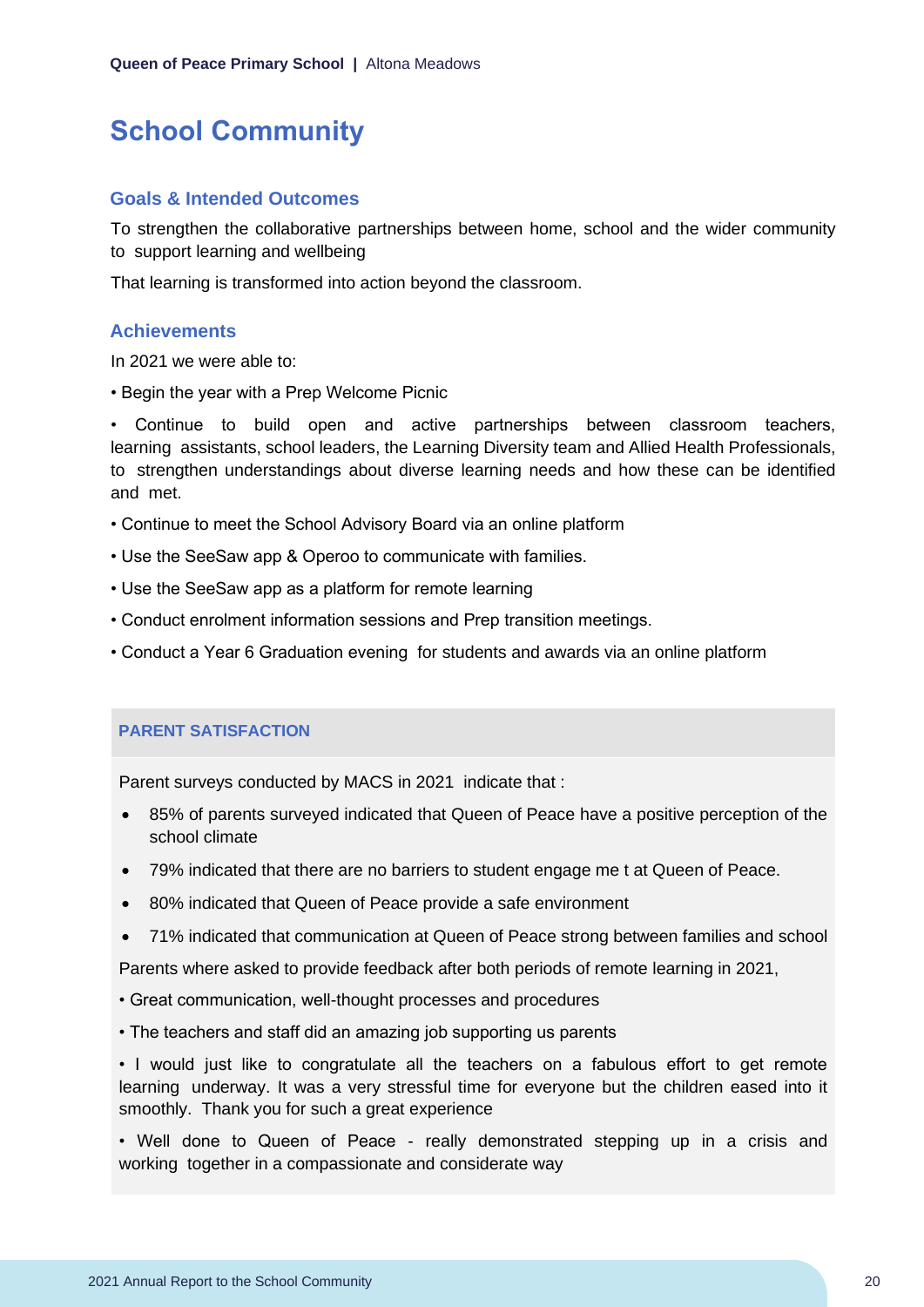# School Community

## Goals & Intended Outcomes

To strengthen the collaborative partnerships between home, school and the wider community to support learning and wellbeing

That learning is transformed into action beyond the classroom.

## Achievements

In 2021 we were able to:

• Begin the year with a Prep Welcome Picnic

• Continue to build open and active partnerships between classroom teachers, learning assistants, school leaders, the Learning Diversity team and Allied Health Professionals, to strengthen understandings about diverse learning needs and how these can be identified and met.

• Continue to meet the School Advisory Board via an online platform

• Use the SeeSaw app & Operoo to communicate with families.

• Use the SeeSaw app as a platform for remote learning

• Conduct enrolment information sessions and Prep transition meetings.

• Conduct a Year 6 Graduation evening for students and awards via an online platform

### PARENT SATISFACTION

Parent surveys conducted by MACS in 2021 indicate that :

- 85% of parents surveyed indicated that Queen of Peace have a positive perception of the school climate
- 79% indicated that there are no barriers to student engage me t at Queen of Peace.
- 80% indicated that Queen of Peace provide a safe environment
- 71% indicated that communication at Queen of Peace strong between families and school

Parents where asked to provide feedback after both periods of remote learning in 2021,

• Great communication, well-thought processes and procedures

• The teachers and staff did an amazing job supporting us parents

• I would just like to congratulate all the teachers on a fabulous effort to get remote learning underway. It was a very stressful time for everyone but the children eased into it smoothly. Thank you for such a great experience

• Well done to Queen of Peace - really demonstrated stepping up in a crisis and working together in a compassionate and considerate way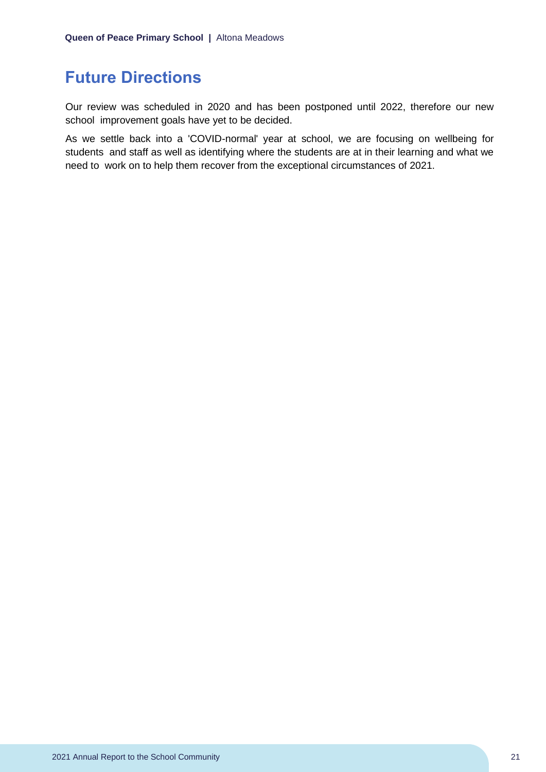# Future Directions

Our review was scheduled in 2020 and has been postponed until 2022, therefore our new school improvement goals have yet to be decided.

As we settle back into a 'COVID-normal' year at school, we are focusing on wellbeing for students and staff as well as identifying where the students are at in their learning and what we need to work on to help them recover from the exceptional circumstances of 2021.